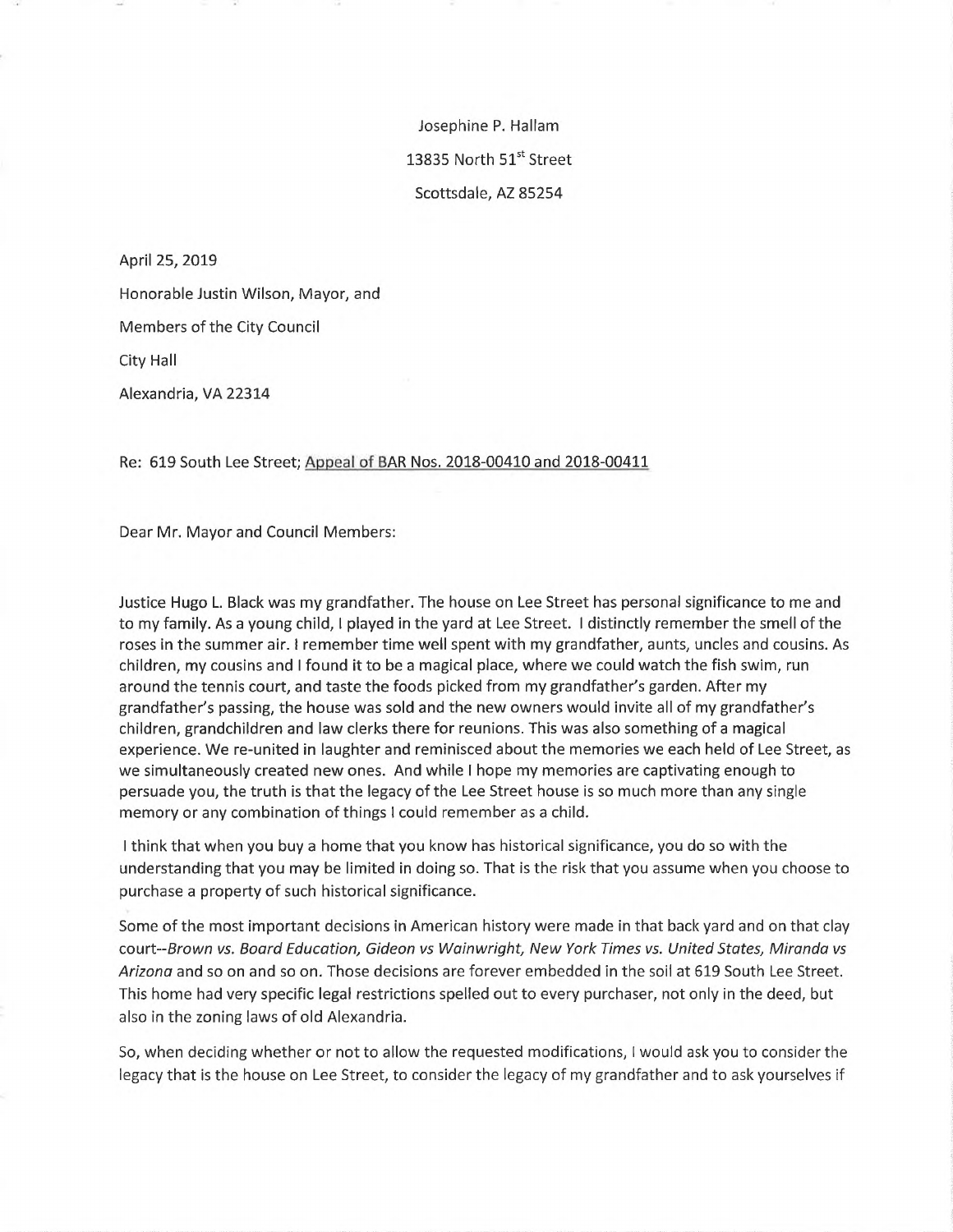Josephine P. Hallam

13835 North 51st Street

Scottsdale, AZ 85254

April 25, 2019

Honorable Justin Wilson, Mayor, and

Members of the City Council

City Hall

Alexandria, VA 22314

Re: 619 South Lee Street; Appeal of BAR Nos. 2018-00410 and 2018-00411

Dear Mr. Mayor and Council Members:

Justice Hugo L. Black was my grandfather. The house on Lee Street has personal significance to me and to my family. As a young child, I played in the yard at Lee Street. I distinctly remember the smell of the roses in the summer air. I remember time well spent with my grandfather, aunts, uncles and cousins. As children, my cousins and I found it to be a magical place, where we could watch the fish swim, run around the tennis court, and taste the foods picked from my grandfather's garden. After my grandfather's passing, the house was sold and the new owners would invite all of my grandfather's children, grandchildren and law clerks there for reunions. This was also something of a magical experience. We re-united in laughter and reminisced about the memories we each held of Lee Street, as we simultaneously created new ones. And while I hope my memories are captivating enough to persuade you, the truth is that the legacy of the Lee Street house is so much more than any single memory or any combination of things I could remember as a child.

I think that when you buy a home that you know has historical significance, you do so with the understanding that you may be limited in doing so. That is the risk that you assume when you choose to purchase a property of such historical significance.

Some of the most important decisions in American history were made in that back yard and on that clay court--*Brown vs. Board Education, Gideon vs Wainwright, New York Times vs. United States, Miranda vs Arizona* and so on and so on. Those decisions are forever embedded in the soil at 619 South Lee Street. This home had very specific legal restrictions spelled out to every purchaser, not only in the deed, but also in the zoning laws of old Alexandria.

So, when deciding whether or not to allow the requested modifications, I would ask you to consider the legacy that is the house on Lee Street, to consider the legacy of my grandfather and to ask yourselves if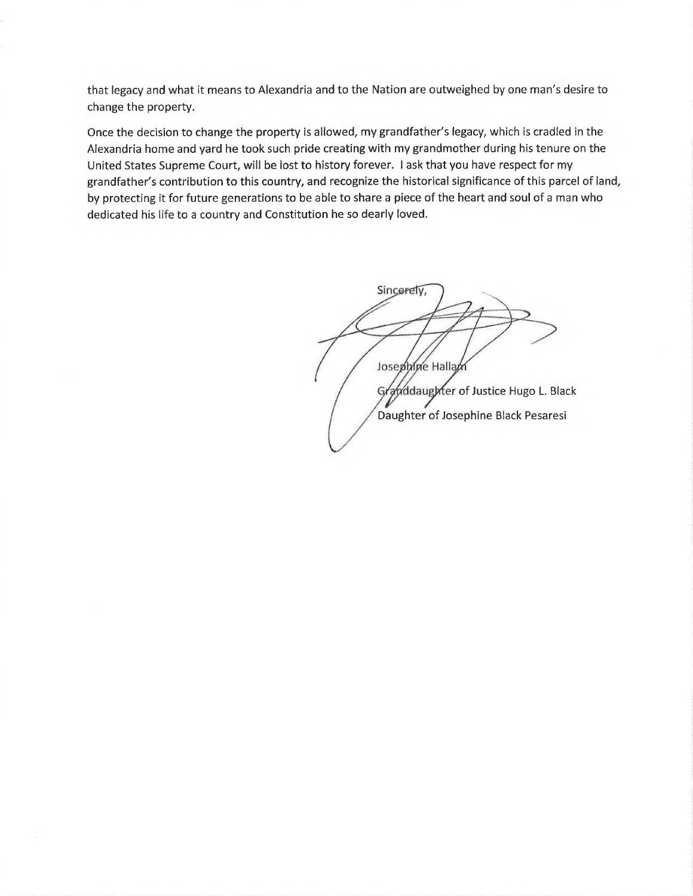that legacy and what it means to Alexandria and to the Nation are outweighed by one man's desire to change the property.

Once the decision to change the property is allowed, my grandfather's legacy, which is cradled in the Alexandria home and yard he took such pride creating with my grandmother during his tenure on the United States Supreme Court, will be lost to history forever. I ask that you have respect for my grandfather's contribution to this country, and recognize the historical significance of this parcel of land, by protecting it for future generations to be able to share a piece of the heart and soul of a man who dedicated his life to a country and Constitution he so dearly loved.

Sincerely,

Josephine Hallam

Granddaughter of Justice Hugo L. Black

Daughter of Josephine Black Pesaresi